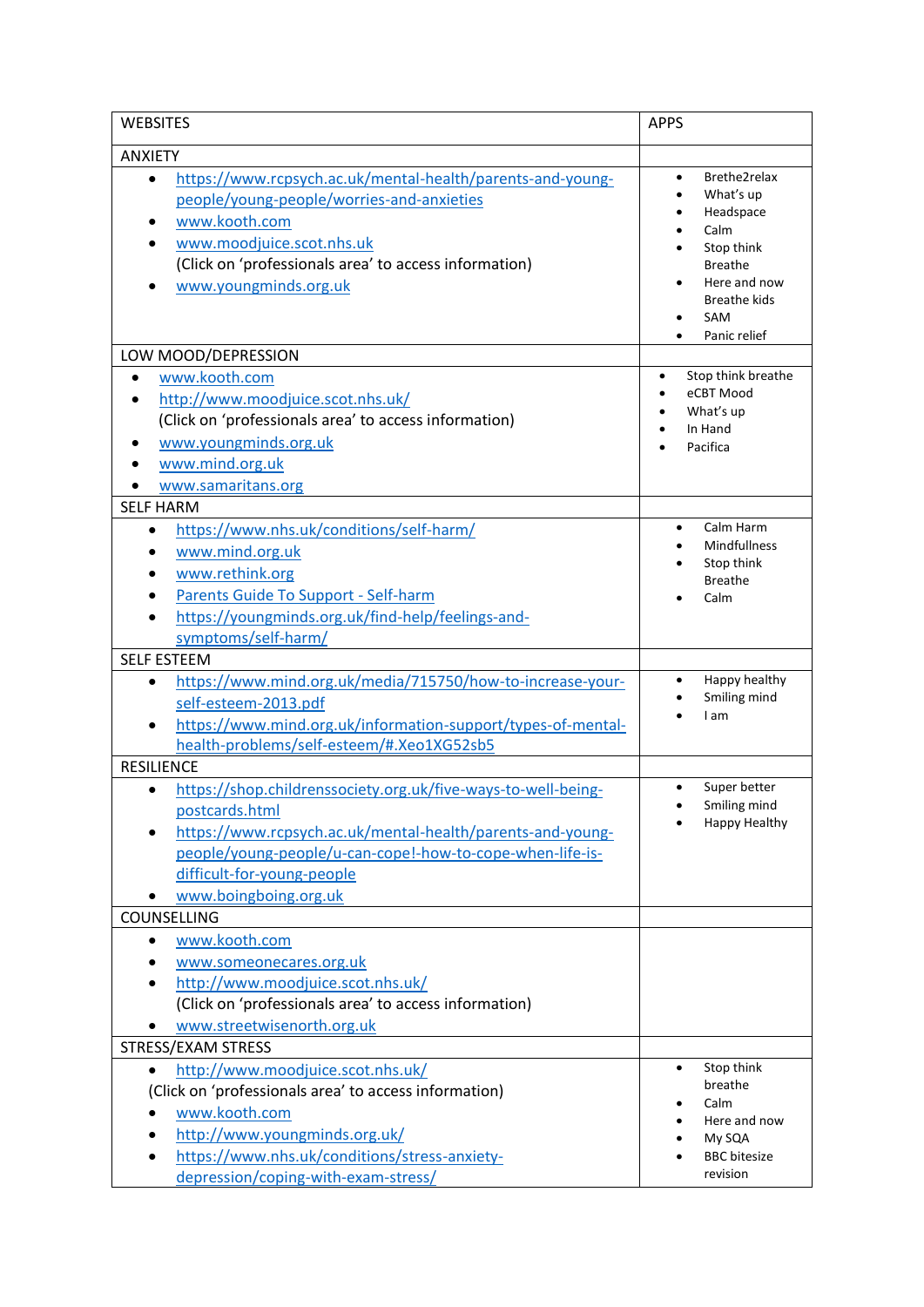| WEBSITES | APPS |
|---|---|
| ANXIETY | |
| • https://www.rcpsych.ac.uk/mental-health/parents-and-young-people/young-people/worries-and-anxieties<br>• www.kooth.com<br>• www.moodjuice.scot.nhs.uk (Click on 'professionals area' to access information)<br>• www.youngminds.org.uk | • Brethe2relax<br>• What's up<br>• Headspace<br>• Calm<br>• Stop think Breathe<br>• Here and now Breathe kids<br>• SAM<br>• Panic relief |
| LOW MOOD/DEPRESSION | |
| • www.kooth.com<br>• http://www.moodjuice.scot.nhs.uk/ (Click on 'professionals area' to access information)<br>• www.youngminds.org.uk<br>• www.mind.org.uk<br>• www.samaritans.org | • Stop think breathe<br>• eCBT Mood<br>• What's up<br>• In Hand<br>• Pacifica |
| SELF HARM | |
| • https://www.nhs.uk/conditions/self-harm/<br>• www.mind.org.uk<br>• www.rethink.org<br>• Parents Guide To Support - Self-harm<br>• https://youngminds.org.uk/find-help/feelings-and-symptoms/self-harm/ | • Calm Harm<br>• Mindfullness<br>• Stop think Breathe<br>• Calm |
| SELF ESTEEM | |
| • https://www.mind.org.uk/media/715750/how-to-increase-your-self-esteem-2013.pdf<br>• https://www.mind.org.uk/information-support/types-of-mental-health-problems/self-esteem/#.Xeo1XG52sb5 | • Happy healthy<br>• Smiling mind<br>• I am |
| RESILIENCE | |
| • https://shop.childrenssociety.org.uk/five-ways-to-well-being-postcards.html<br>• https://www.rcpsych.ac.uk/mental-health/parents-and-young-people/young-people/u-can-cope!-how-to-cope-when-life-is-difficult-for-young-people<br>• www.boingboing.org.uk | • Super better<br>• Smiling mind<br>• Happy Healthy |
| COUNSELLING | |
| • www.kooth.com<br>• www.someonecares.org.uk<br>• http://www.moodjuice.scot.nhs.uk/ (Click on 'professionals area' to access information)<br>• www.streetwisenorth.org.uk | |
| STRESS/EXAM STRESS | |
| • http://www.moodjuice.scot.nhs.uk/ (Click on 'professionals area' to access information)<br>• www.kooth.com<br>• http://www.youngminds.org.uk/<br>• https://www.nhs.uk/conditions/stress-anxiety-depression/coping-with-exam-stress/ | • Stop think breathe<br>• Calm<br>• Here and now<br>• My SQA<br>• BBC bitesize revision |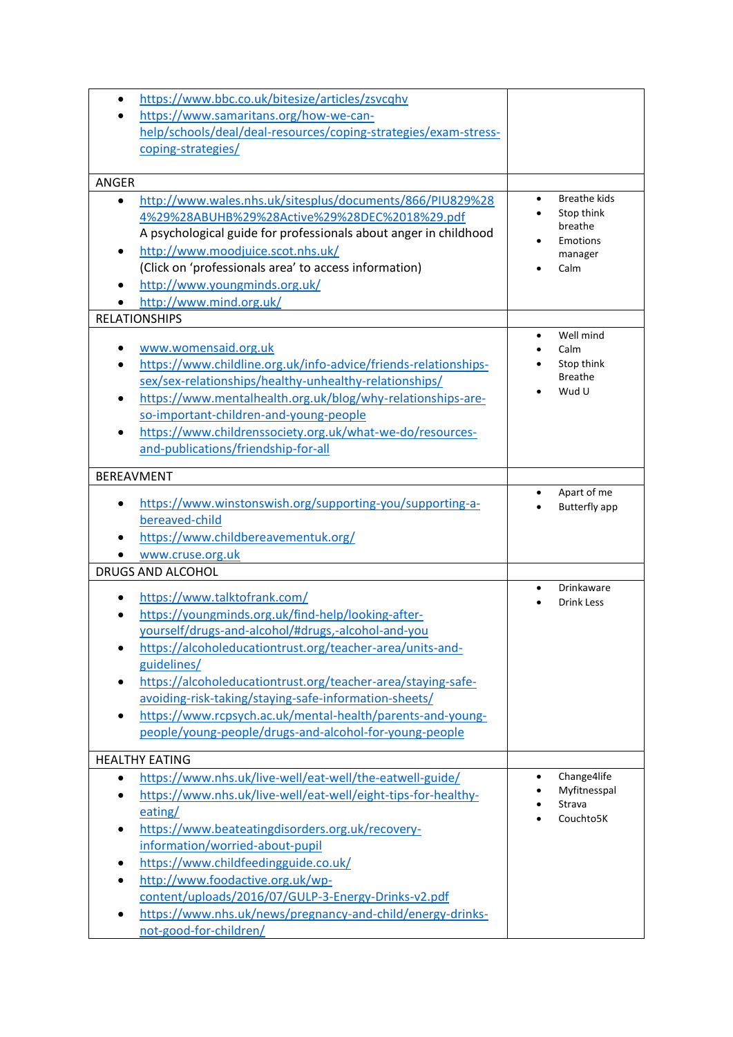| | |
|---|---|
| • https://www.bbc.co.uk/bitesize/articles/zsvcqhv<br>• https://www.samaritans.org/how-we-can-help/schools/deal/deal-resources/coping-strategies/exam-stress-coping-strategies/ | |
| ANGER | |
| • http://www.wales.nhs.uk/sitesplus/documents/866/PIU829%284%29%28ABUHB%29%28Active%29%28DEC%2018%29.pdf<br>A psychological guide for professionals about anger in childhood<br>• http://www.moodjuice.scot.nhs.uk/<br>(Click on 'professionals area' to access information)<br>• http://www.youngminds.org.uk/<br>• http://www.mind.org.uk/ | • Breathe kids<br>• Stop think breathe<br>• Emotions manager<br>• Calm |
| RELATIONSHIPS | |
| • www.womensaid.org.uk<br>• https://www.childline.org.uk/info-advice/friends-relationships-sex/sex-relationships/healthy-unhealthy-relationships/<br>• https://www.mentalhealth.org.uk/blog/why-relationships-are-so-important-children-and-young-people<br>• https://www.childrenssociety.org.uk/what-we-do/resources-and-publications/friendship-for-all | • Well mind<br>• Calm<br>• Stop think Breathe<br>• Wud U |
| BEREAVMENT | |
| • https://www.winstonswish.org/supporting-you/supporting-a-bereaved-child<br>• https://www.childbereavementuk.org/<br>• www.cruse.org.uk | • Apart of me<br>• Butterfly app |
| DRUGS AND ALCOHOL | |
| • https://www.talktofrank.com/<br>• https://youngminds.org.uk/find-help/looking-after-yourself/drugs-and-alcohol/#drugs,-alcohol-and-you<br>• https://alcoholeducationtrust.org/teacher-area/units-and-guidelines/<br>• https://alcoholeducationtrust.org/teacher-area/staying-safe-avoiding-risk-taking/staying-safe-information-sheets/<br>• https://www.rcpsych.ac.uk/mental-health/parents-and-young-people/young-people/drugs-and-alcohol-for-young-people | • Drinkaware<br>• Drink Less |
| HEALTHY EATING | |
| • https://www.nhs.uk/live-well/eat-well/the-eatwell-guide/<br>• https://www.nhs.uk/live-well/eat-well/eight-tips-for-healthy-eating/<br>• https://www.beateatingdisorders.org.uk/recovery-information/worried-about-pupil<br>• https://www.childfeedingguide.co.uk/<br>• http://www.foodactive.org.uk/wp-content/uploads/2016/07/GULP-3-Energy-Drinks-v2.pdf<br>• https://www.nhs.uk/news/pregnancy-and-child/energy-drinks-not-good-for-children/ | • Change4life<br>• Myfitnesspal<br>• Strava<br>• Couchto5K |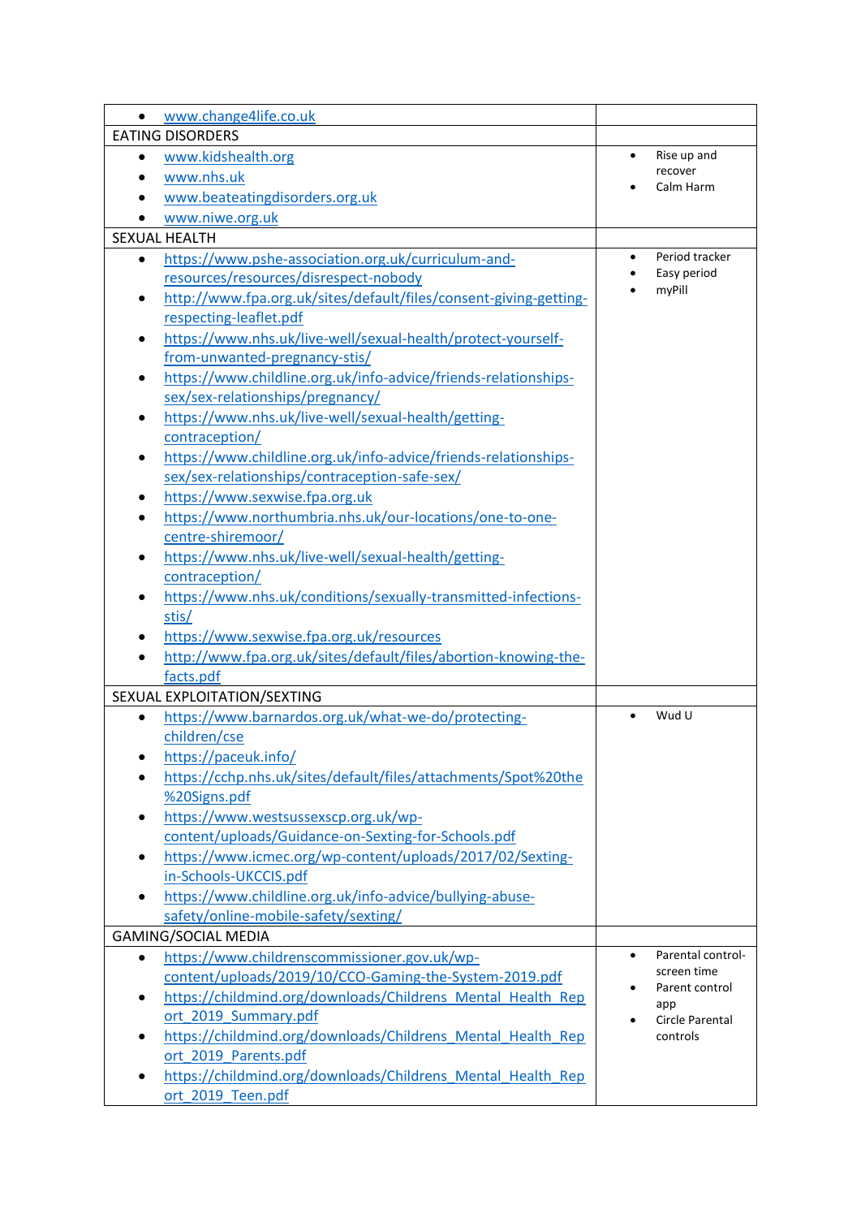| | |
|---|---|
| • www.change4life.co.uk | |
| EATING DISORDERS | |
| • www.kidshealth.org<br>• www.nhs.uk<br>• www.beateatingdisorders.org.uk<br>• www.niwe.org.uk | • Rise up and recover<br>• Calm Harm |
| SEXUAL HEALTH | |
| • https://www.pshe-association.org.uk/curriculum-and-resources/resources/disrespect-nobody<br>• http://www.fpa.org.uk/sites/default/files/consent-giving-getting-respecting-leaflet.pdf<br>• https://www.nhs.uk/live-well/sexual-health/protect-yourself-from-unwanted-pregnancy-stis/<br>• https://www.childline.org.uk/info-advice/friends-relationships-sex/sex-relationships/pregnancy/<br>• https://www.nhs.uk/live-well/sexual-health/getting-contraception/<br>• https://www.childline.org.uk/info-advice/friends-relationships-sex/sex-relationships/contraception-safe-sex/<br>• https://www.sexwise.fpa.org.uk<br>• https://www.northumbria.nhs.uk/our-locations/one-to-one-centre-shiremoor/<br>• https://www.nhs.uk/live-well/sexual-health/getting-contraception/<br>• https://www.nhs.uk/conditions/sexually-transmitted-infections-stis/<br>• https://www.sexwise.fpa.org.uk/resources<br>• http://www.fpa.org.uk/sites/default/files/abortion-knowing-the-facts.pdf | • Period tracker<br>• Easy period<br>• myPill |
| SEXUAL EXPLOITATION/SEXTING | |
| • https://www.barnardos.org.uk/what-we-do/protecting-children/cse<br>• https://paceuk.info/<br>• https://cchp.nhs.uk/sites/default/files/attachments/Spot%20the%20Signs.pdf<br>• https://www.westsussexscp.org.uk/wp-content/uploads/Guidance-on-Sexting-for-Schools.pdf<br>• https://www.icmec.org/wp-content/uploads/2017/02/Sexting-in-Schools-UKCCIS.pdf<br>• https://www.childline.org.uk/info-advice/bullying-abuse-safety/online-mobile-safety/sexting/ | • Wud U |
| GAMING/SOCIAL MEDIA | |
| • https://www.childrenscommissioner.gov.uk/wp-content/uploads/2019/10/CCO-Gaming-the-System-2019.pdf<br>• https://childmind.org/downloads/Childrens_Mental_Health_Report_2019_Summary.pdf<br>• https://childmind.org/downloads/Childrens_Mental_Health_Report_2019_Parents.pdf<br>• https://childmind.org/downloads/Childrens_Mental_Health_Report_2019_Teen.pdf | • Parental control-screen time<br>• Parent control app<br>• Circle Parental controls |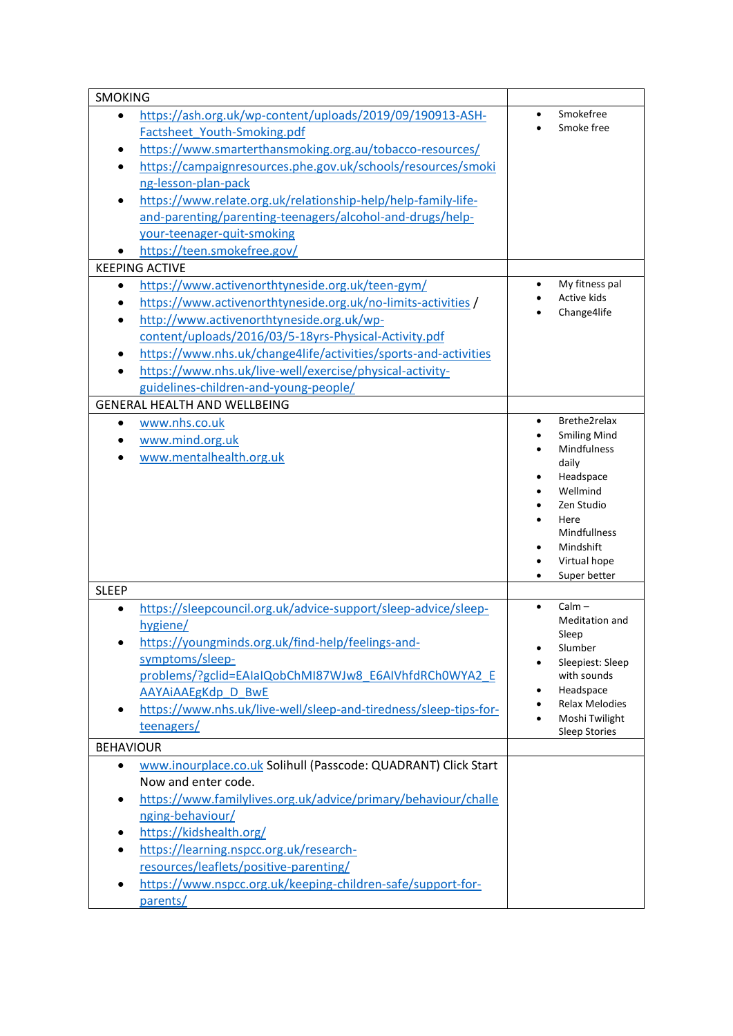| | |
|---|---|
| SMOKING | |
| • https://ash.org.uk/wp-content/uploads/2019/09/190913-ASH-Factsheet_Youth-Smoking.pdf<br>• https://www.smarterthansmoking.org.au/tobacco-resources/<br>• https://campaignresources.phe.gov.uk/schools/resources/smoking-lesson-plan-pack<br>• https://www.relate.org.uk/relationship-help/help-family-life-and-parenting/parenting-teenagers/alcohol-and-drugs/help-your-teenager-quit-smoking<br>• https://teen.smokefree.gov/ | • Smokefree<br>• Smoke free |
| KEEPING ACTIVE | |
| • https://www.activenorthtyneside.org.uk/teen-gym/<br>• https://www.activenorthtyneside.org.uk/no-limits-activities /<br>• http://www.activenorthtyneside.org.uk/wp-content/uploads/2016/03/5-18yrs-Physical-Activity.pdf<br>• https://www.nhs.uk/change4life/activities/sports-and-activities<br>• https://www.nhs.uk/live-well/exercise/physical-activity-guidelines-children-and-young-people/ | • My fitness pal<br>• Active kids<br>• Change4life |
| GENERAL HEALTH AND WELLBEING | |
| • www.nhs.co.uk<br>• www.mind.org.uk<br>• www.mentalhealth.org.uk | • Brethe2relax<br>• Smiling Mind<br>• Mindfulness daily<br>• Headspace<br>• Wellmind<br>• Zen Studio<br>• Here Mindfullness<br>• Mindshift<br>• Virtual hope<br>• Super better |
| SLEEP | |
| • https://sleepcouncil.org.uk/advice-support/sleep-advice/sleep-hygiene/<br>• https://youngminds.org.uk/find-help/feelings-and-symptoms/sleep-problems/?gclid=EAIaIQobChMI87WJw8_E6AIVhfdRCh0WYA2_EAAYAiAAEgKdp_D_BwE<br>• https://www.nhs.uk/live-well/sleep-and-tiredness/sleep-tips-for-teenagers/ | • Calm – Meditation and Sleep<br>• Slumber<br>• Sleepiest: Sleep with sounds<br>• Headspace<br>• Relax Melodies<br>• Moshi Twilight Sleep Stories |
| BEHAVIOUR | |
| • www.inourplace.co.uk Solihull (Passcode: QUADRANT) Click Start Now and enter code.<br>• https://www.familylives.org.uk/advice/primary/behaviour/challenging-behaviour/<br>• https://kidshealth.org/<br>• https://learning.nspcc.org.uk/research-resources/leaflets/positive-parenting/<br>• https://www.nspcc.org.uk/keeping-children-safe/support-for-parents/ | |